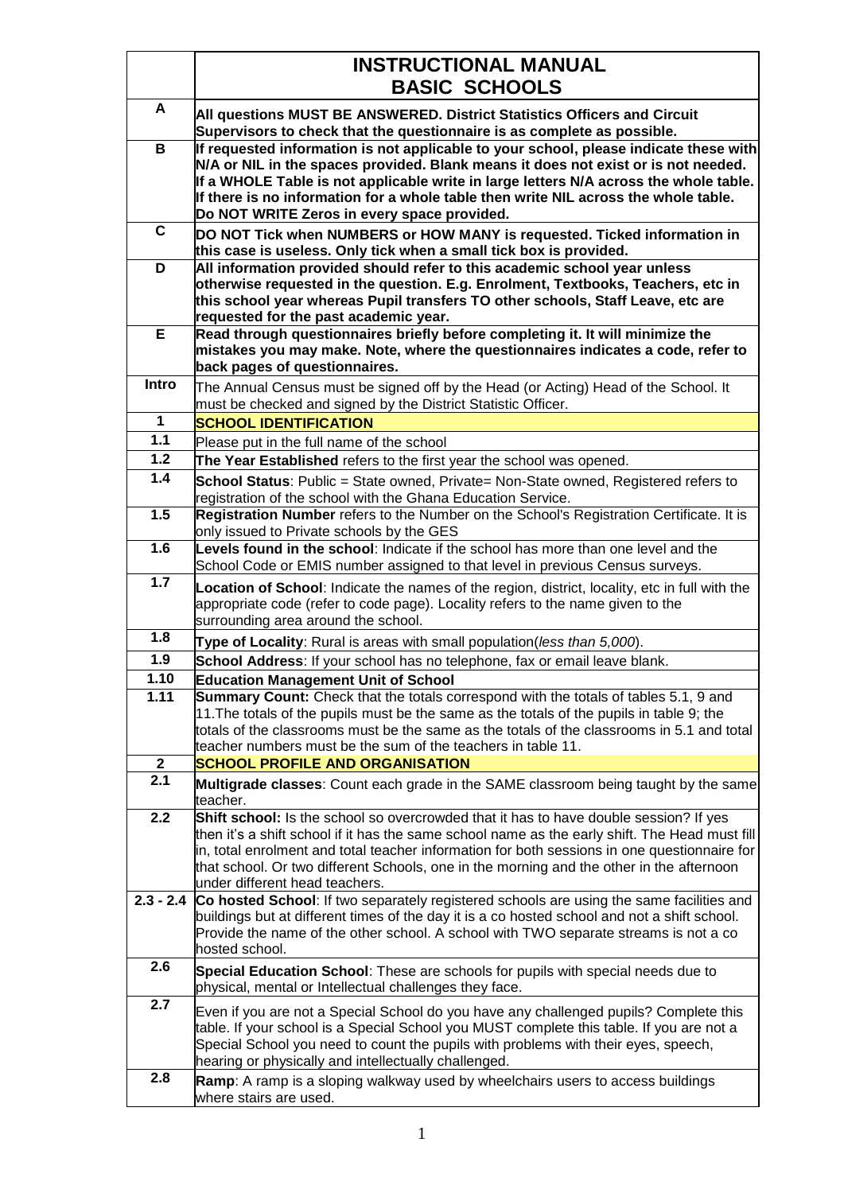| | INSTRUCTIONAL MANUAL BASIC SCHOOLS |
|---|---|
| **A** | **All questions MUST BE ANSWERED. District Statistics Officers and Circuit Supervisors to check that the questionnaire is as complete as possible.** |
| **B** | **If requested information is not applicable to your school, please indicate these with N/A or NIL in the spaces provided. Blank means it does not exist or is not needed. If a WHOLE Table is not applicable write in large letters N/A across the whole table. If there is no information for a whole table then write NIL across the whole table. Do NOT WRITE Zeros in every space provided.** |
| **C** | **DO NOT Tick when NUMBERS or HOW MANY is requested. Ticked information in this case is useless. Only tick when a small tick box is provided.** |
| **D** | **All information provided should refer to this academic school year unless otherwise requested in the question. E.g. Enrolment, Textbooks, Teachers, etc in this school year whereas Pupil transfers TO other schools, Staff Leave, etc are requested for the past academic year.** |
| **E** | **Read through questionnaires briefly before completing it. It will minimize the mistakes you may make. Note, where the questionnaires indicates a code, refer to back pages of questionnaires.** |
| **Intro** | The Annual Census must be signed off by the Head (or Acting) Head of the School. It must be checked and signed by the District Statistic Officer. |
| **1** | **SCHOOL IDENTIFICATION** |
| **1.1** | Please put in the full name of the school |
| **1.2** | **The Year Established** refers to the first year the school was opened. |
| **1.4** | **School Status**: Public = State owned, Private= Non-State owned, Registered refers to registration of the school with the Ghana Education Service. |
| **1.5** | **Registration Number** refers to the Number on the School's Registration Certificate. It is only issued to Private schools by the GES |
| **1.6** | **Levels found in the school**: Indicate if the school has more than one level and the School Code or EMIS number assigned to that level in previous Census surveys. |
| **1.7** | **Location of School**: Indicate the names of the region, district, locality, etc in full with the appropriate code (refer to code page). Locality refers to the name given to the surrounding area around the school. |
| **1.8** | **Type of Locality**: Rural is areas with small population(*less than 5,000*). |
| **1.9** | **School Address**: If your school has no telephone, fax or email leave blank. |
| **1.10** | **Education Management Unit of School** |
| **1.11** | **Summary Count:** Check that the totals correspond with the totals of tables 5.1, 9 and 11.The totals of the pupils must be the same as the totals of the pupils in table 9; the totals of the classrooms must be the same as the totals of the classrooms in 5.1 and total teacher numbers must be the sum of the teachers in table 11. |
| **2** | **SCHOOL PROFILE AND ORGANISATION** |
| **2.1** | **Multigrade classes**: Count each grade in the SAME classroom being taught by the same teacher. |
| **2.2** | **Shift school:** Is the school so overcrowded that it has to have double session? If yes then it's a shift school if it has the same school name as the early shift. The Head must fill in, total enrolment and total teacher information for both sessions in one questionnaire for that school. Or two different Schools, one in the morning and the other in the afternoon under different head teachers. |
| **2.3 - 2.4** | **Co hosted School**: If two separately registered schools are using the same facilities and buildings but at different times of the day it is a co hosted school and not a shift school. Provide the name of the other school. A school with TWO separate streams is not a co hosted school. |
| **2.6** | **Special Education School**: These are schools for pupils with special needs due to physical, mental or Intellectual challenges they face. |
| **2.7** | Even if you are not a Special School do you have any challenged pupils? Complete this table. If your school is a Special School you MUST complete this table. If you are not a Special School you need to count the pupils with problems with their eyes, speech, hearing or physically and intellectually challenged. |
| **2.8** | **Ramp**: A ramp is a sloping walkway used by wheelchairs users to access buildings where stairs are used. |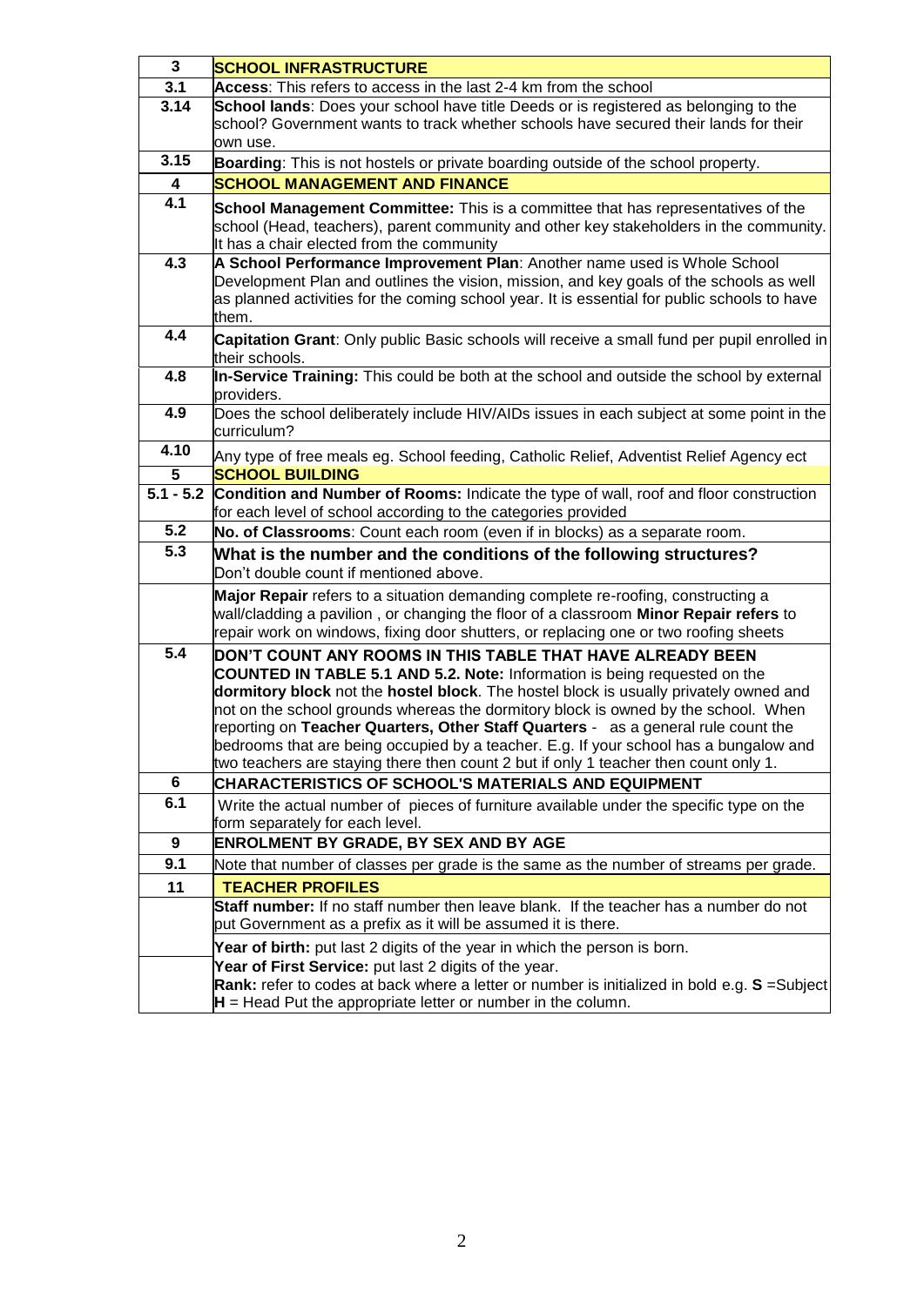| | |
|---|---|
| **3** | **SCHOOL INFRASTRUCTURE** |
| **3.1** | **Access**: This refers to access in the last 2-4 km from the school |
| **3.14** | **School lands**: Does your school have title Deeds or is registered as belonging to the school? Government wants to track whether schools have secured their lands for their own use. |
| **3.15** | **Boarding**: This is not hostels or private boarding outside of the school property. |
| **4** | **SCHOOL MANAGEMENT AND FINANCE** |
| **4.1** | **School Management Committee:** This is a committee that has representatives of the school (Head, teachers), parent community and other key stakeholders in the community. It has a chair elected from the community |
| **4.3** | **A School Performance Improvement Plan**: Another name used is Whole School Development Plan and outlines the vision, mission, and key goals of the schools as well as planned activities for the coming school year. It is essential for public schools to have them. |
| **4.4** | **Capitation Grant**: Only public Basic schools will receive a small fund per pupil enrolled in their schools. |
| **4.8** | **In-Service Training:** This could be both at the school and outside the school by external providers. |
| **4.9** | Does the school deliberately include HIV/AIDs issues in each subject at some point in the curriculum? |
| **4.10** | Any type of free meals eg. School feeding, Catholic Relief, Adventist Relief Agency ect |
| **5** | **SCHOOL BUILDING** |
| **5.1 - 5.2** | **Condition and Number of Rooms:** Indicate the type of wall, roof and floor construction for each level of school according to the categories provided |
| **5.2** | **No. of Classrooms**: Count each room (even if in blocks) as a separate room. |
| **5.3** | **What is the number and the conditions of the following structures?** Don't double count if mentioned above. |
| | **Major Repair** refers to a situation demanding complete re-roofing, constructing a wall/cladding a pavilion , or changing the floor of a classroom **Minor Repair refers** to repair work on windows, fixing door shutters, or replacing one or two roofing sheets |
| **5.4** | **DON'T COUNT ANY ROOMS IN THIS TABLE THAT HAVE ALREADY BEEN COUNTED IN TABLE 5.1 AND 5.2. Note:** Information is being requested on the **dormitory block** not the **hostel block**. The hostel block is usually privately owned and not on the school grounds whereas the dormitory block is owned by the school. When reporting on **Teacher Quarters, Other Staff Quarters** - as a general rule count the bedrooms that are being occupied by a teacher. E.g. If your school has a bungalow and two teachers are staying there then count 2 but if only 1 teacher then count only 1. |
| **6** | **CHARACTERISTICS OF SCHOOL'S MATERIALS AND EQUIPMENT** |
| **6.1** | Write the actual number of pieces of furniture available under the specific type on the form separately for each level. |
| **9** | **ENROLMENT BY GRADE, BY SEX AND BY AGE** |
| **9.1** | Note that number of classes per grade is the same as the number of streams per grade. |
| **11** | **TEACHER PROFILES** |
| | **Staff number:** If no staff number then leave blank. If the teacher has a number do not put Government as a prefix as it will be assumed it is there. |
| | **Year of birth:** put last 2 digits of the year in which the person is born. |
| | **Year of First Service:** put last 2 digits of the year. **Rank:** refer to codes at back where a letter or number is initialized in bold e.g. **S** =Subject **H** = Head Put the appropriate letter or number in the column. |